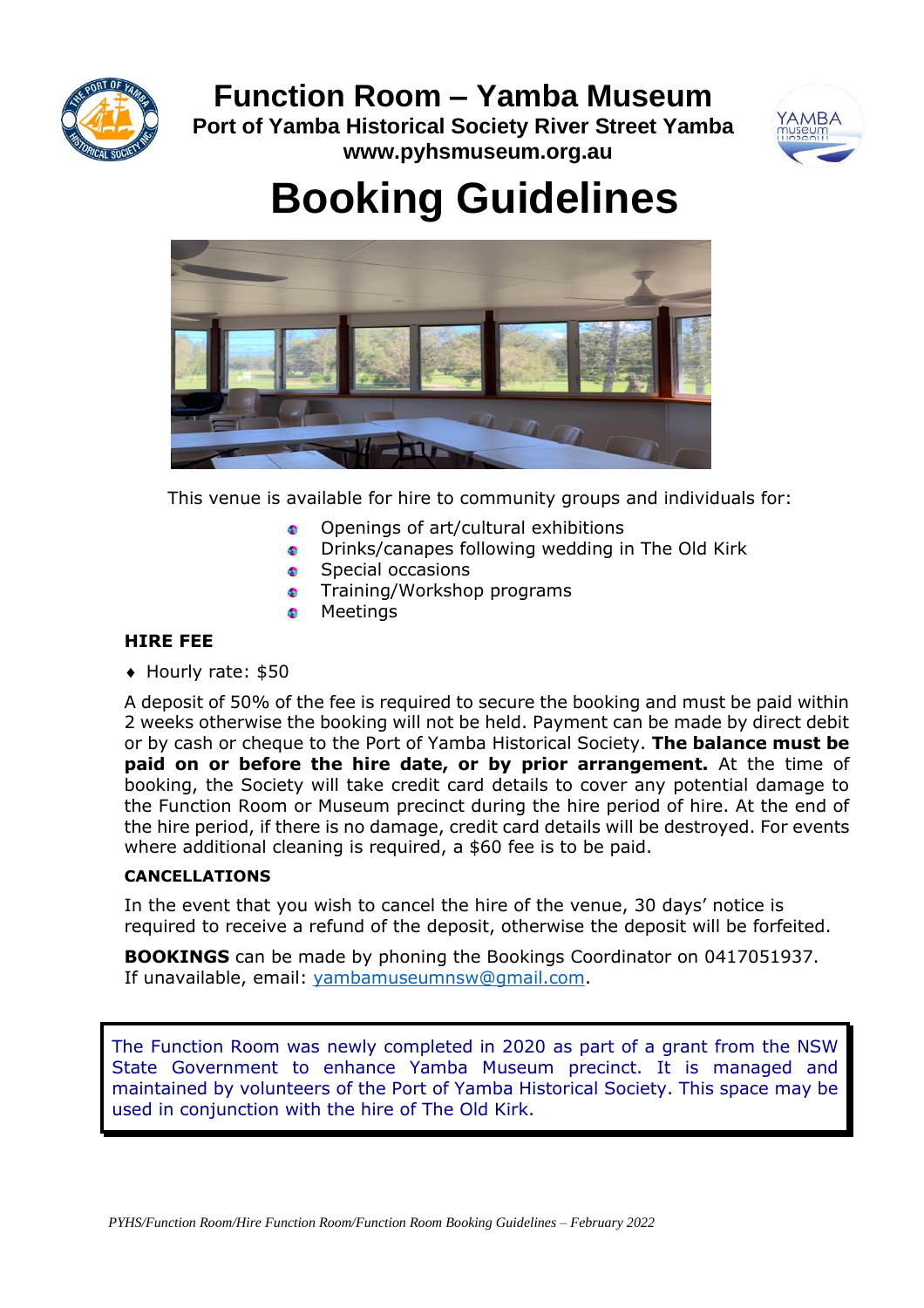# Function Room – Yamba Museum

**Port of Yamba Historical Society River Street Yamba**
**www.pyhsmuseum.org.au**

# Booking Guidelines

This venue is available for hire to community groups and individuals for:

- Openings of art/cultural exhibitions
- Drinks/canapes following wedding in The Old Kirk
- Special occasions
- Training/Workshop programs
- Meetings

**HIRE FEE**

- Hourly rate: $50

A deposit of 50% of the fee is required to secure the booking and must be paid within 2 weeks otherwise the booking will not be held. Payment can be made by direct debit or by cash or cheque to the Port of Yamba Historical Society. **The balance must be paid on or before the hire date, or by prior arrangement.** At the time of booking, the Society will take credit card details to cover any potential damage to the Function Room or Museum precinct during the hire period of hire. At the end of the hire period, if there is no damage, credit card details will be destroyed. For events where additional cleaning is required, a $60 fee is to be paid.

**CANCELLATIONS**

In the event that you wish to cancel the hire of the venue, 30 days' notice is required to receive a refund of the deposit, otherwise the deposit will be forfeited.

**BOOKINGS** can be made by phoning the Bookings Coordinator on 0417051937. If unavailable, email: yambamuseumnsw@gmail.com.

The Function Room was newly completed in 2020 as part of a grant from the NSW State Government to enhance Yamba Museum precinct. It is managed and maintained by volunteers of the Port of Yamba Historical Society. This space may be used in conjunction with the hire of The Old Kirk.

*PYHS/Function Room/Hire Function Room/Function Room Booking Guidelines – February 2022*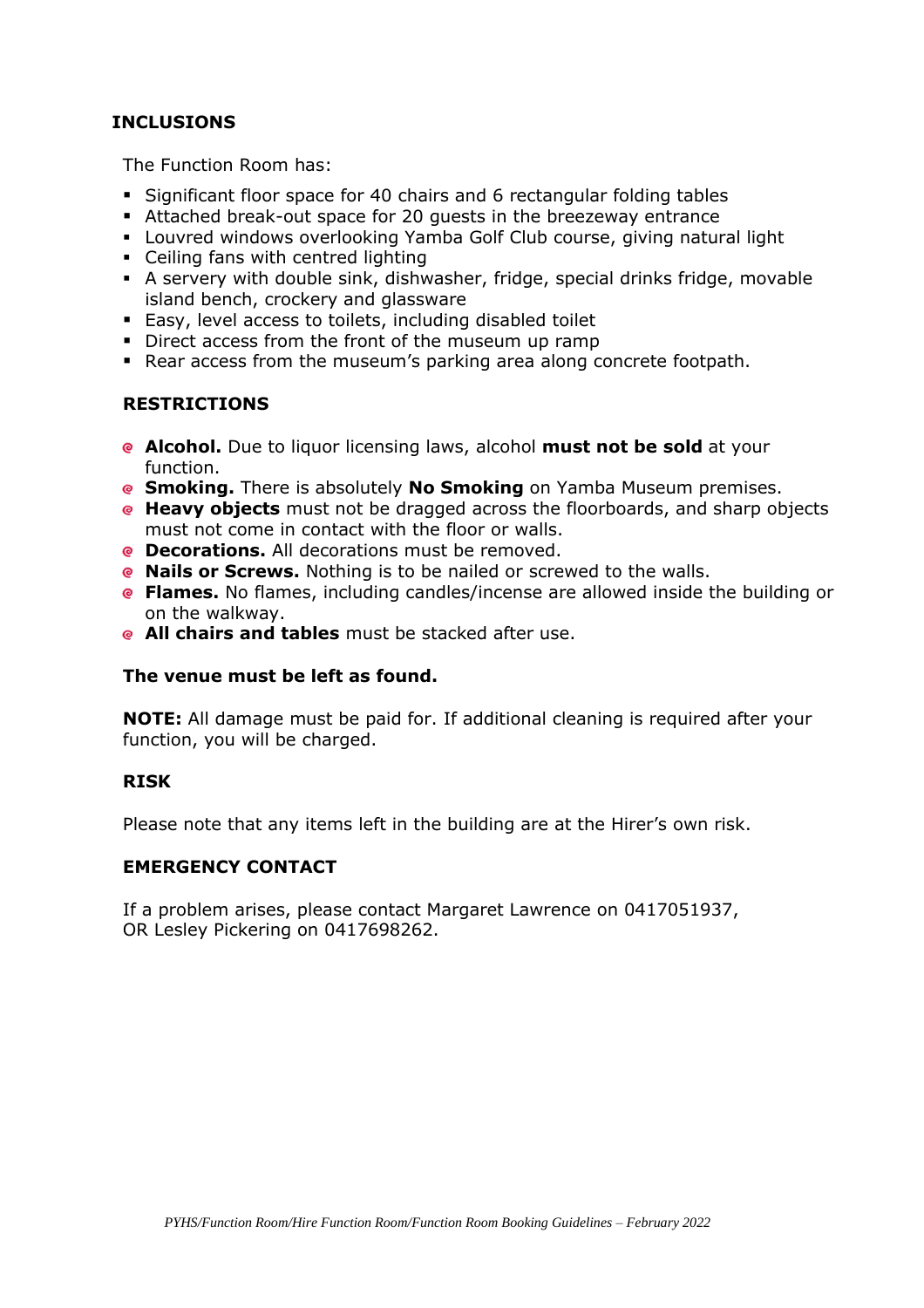## INCLUSIONS

The Function Room has:

- Significant floor space for 40 chairs and 6 rectangular folding tables
- Attached break-out space for 20 guests in the breezeway entrance
- Louvred windows overlooking Yamba Golf Club course, giving natural light
- Ceiling fans with centred lighting
- A servery with double sink, dishwasher, fridge, special drinks fridge, movable island bench, crockery and glassware
- Easy, level access to toilets, including disabled toilet
- Direct access from the front of the museum up ramp
- Rear access from the museum's parking area along concrete footpath.

## RESTRICTIONS

- **Alcohol.** Due to liquor licensing laws, alcohol **must not be sold** at your function.
- **Smoking.** There is absolutely **No Smoking** on Yamba Museum premises.
- **Heavy objects** must not be dragged across the floorboards, and sharp objects must not come in contact with the floor or walls.
- **Decorations.** All decorations must be removed.
- **Nails or Screws.** Nothing is to be nailed or screwed to the walls.
- **Flames.** No flames, including candles/incense are allowed inside the building or on the walkway.
- **All chairs and tables** must be stacked after use.

**The venue must be left as found.**

**NOTE:** All damage must be paid for. If additional cleaning is required after your function, you will be charged.

## RISK

Please note that any items left in the building are at the Hirer's own risk.

## EMERGENCY CONTACT

If a problem arises, please contact Margaret Lawrence on 0417051937,
OR Lesley Pickering on 0417698262.

*PYHS/Function Room/Hire Function Room/Function Room Booking Guidelines – February 2022*